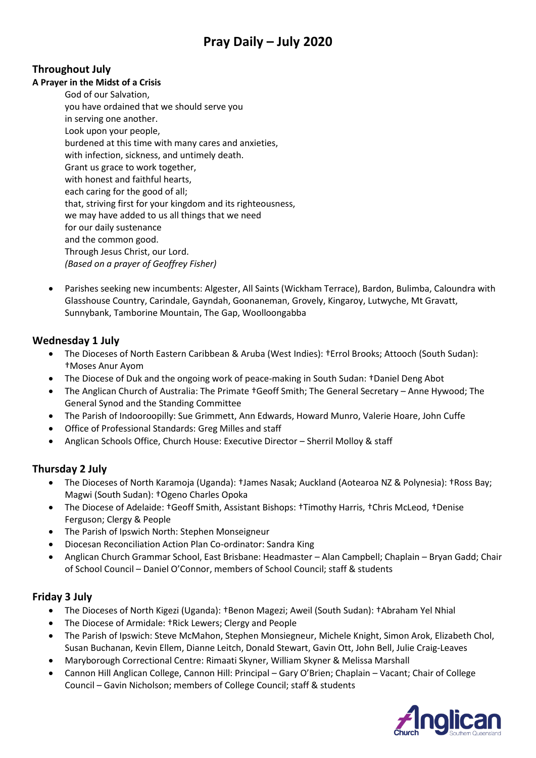# Pray Daily – July 2020

## Throughout July

**A Prayer in the Midst of a Crisis**

God of our Salvation,
you have ordained that we should serve you
in serving one another.
Look upon your people,
burdened at this time with many cares and anxieties,
with infection, sickness, and untimely death.
Grant us grace to work together,
with honest and faithful hearts,
each caring for the good of all;
that, striving first for your kingdom and its righteousness,
we may have added to us all things that we need
for our daily sustenance
and the common good.
Through Jesus Christ, our Lord.
*(Based on a prayer of Geoffrey Fisher)*

- Parishes seeking new incumbents: Algester, All Saints (Wickham Terrace), Bardon, Bulimba, Caloundra with Glasshouse Country, Carindale, Gayndah, Goonaneman, Grovely, Kingaroy, Lutwyche, Mt Gravatt, Sunnybank, Tamborine Mountain, The Gap, Woolloongabba

## Wednesday 1 July

- The Dioceses of North Eastern Caribbean & Aruba (West Indies): †Errol Brooks; Attooch (South Sudan): †Moses Anur Ayom
- The Diocese of Duk and the ongoing work of peace-making in South Sudan: †Daniel Deng Abot
- The Anglican Church of Australia: The Primate †Geoff Smith; The General Secretary – Anne Hywood; The General Synod and the Standing Committee
- The Parish of Indooroopilly: Sue Grimmett, Ann Edwards, Howard Munro, Valerie Hoare, John Cuffe
- Office of Professional Standards: Greg Milles and staff
- Anglican Schools Office, Church House: Executive Director – Sherril Molloy & staff

## Thursday 2 July

- The Dioceses of North Karamoja (Uganda): †James Nasak; Auckland (Aotearoa NZ & Polynesia): †Ross Bay; Magwi (South Sudan): †Ogeno Charles Opoka
- The Diocese of Adelaide: †Geoff Smith, Assistant Bishops: †Timothy Harris, †Chris McLeod, †Denise Ferguson; Clergy & People
- The Parish of Ipswich North: Stephen Monseigneur
- Diocesan Reconciliation Action Plan Co-ordinator: Sandra King
- Anglican Church Grammar School, East Brisbane: Headmaster – Alan Campbell; Chaplain – Bryan Gadd; Chair of School Council – Daniel O'Connor, members of School Council; staff & students

## Friday 3 July

- The Dioceses of North Kigezi (Uganda): †Benon Magezi; Aweil (South Sudan): †Abraham Yel Nhial
- The Diocese of Armidale: †Rick Lewers; Clergy and People
- The Parish of Ipswich: Steve McMahon, Stephen Monsiegneur, Michele Knight, Simon Arok, Elizabeth Chol, Susan Buchanan, Kevin Ellem, Dianne Leitch, Donald Stewart, Gavin Ott, John Bell, Julie Craig-Leaves
- Maryborough Correctional Centre: Rimaati Skyner, William Skyner & Melissa Marshall
- Cannon Hill Anglican College, Cannon Hill: Principal – Gary O'Brien; Chaplain – Vacant; Chair of College Council – Gavin Nicholson; members of College Council; staff & students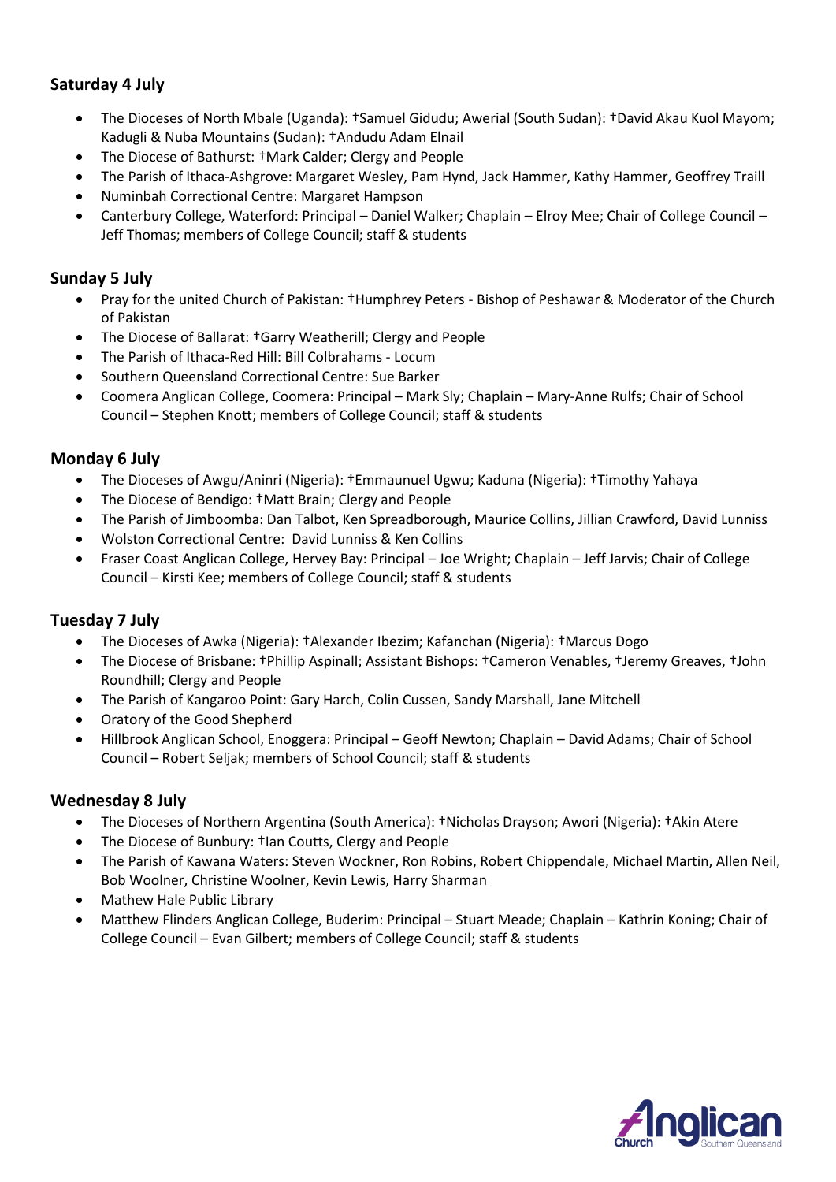### Saturday 4 July

- The Dioceses of North Mbale (Uganda): †Samuel Gidudu; Awerial (South Sudan): †David Akau Kuol Mayom; Kadugli & Nuba Mountains (Sudan): †Andudu Adam Elnail
- The Diocese of Bathurst: †Mark Calder; Clergy and People
- The Parish of Ithaca-Ashgrove: Margaret Wesley, Pam Hynd, Jack Hammer, Kathy Hammer, Geoffrey Traill
- Numinbah Correctional Centre: Margaret Hampson
- Canterbury College, Waterford: Principal – Daniel Walker; Chaplain – Elroy Mee; Chair of College Council – Jeff Thomas; members of College Council; staff & students

### Sunday 5 July

- Pray for the united Church of Pakistan: †Humphrey Peters - Bishop of Peshawar & Moderator of the Church of Pakistan
- The Diocese of Ballarat: †Garry Weatherill; Clergy and People
- The Parish of Ithaca-Red Hill: Bill Colbrahams - Locum
- Southern Queensland Correctional Centre: Sue Barker
- Coomera Anglican College, Coomera: Principal – Mark Sly; Chaplain – Mary-Anne Rulfs; Chair of School Council – Stephen Knott; members of College Council; staff & students

### Monday 6 July

- The Dioceses of Awgu/Aninri (Nigeria): †Emmaunuel Ugwu; Kaduna (Nigeria): †Timothy Yahaya
- The Diocese of Bendigo: †Matt Brain; Clergy and People
- The Parish of Jimboomba: Dan Talbot, Ken Spreadborough, Maurice Collins, Jillian Crawford, David Lunniss
- Wolston Correctional Centre: David Lunniss & Ken Collins
- Fraser Coast Anglican College, Hervey Bay: Principal – Joe Wright; Chaplain – Jeff Jarvis; Chair of College Council – Kirsti Kee; members of College Council; staff & students

### Tuesday 7 July

- The Dioceses of Awka (Nigeria): †Alexander Ibezim; Kafanchan (Nigeria): †Marcus Dogo
- The Diocese of Brisbane: †Phillip Aspinall; Assistant Bishops: †Cameron Venables, †Jeremy Greaves, †John Roundhill; Clergy and People
- The Parish of Kangaroo Point: Gary Harch, Colin Cussen, Sandy Marshall, Jane Mitchell
- Oratory of the Good Shepherd
- Hillbrook Anglican School, Enoggera: Principal – Geoff Newton; Chaplain – David Adams; Chair of School Council – Robert Seljak; members of School Council; staff & students

### Wednesday 8 July

- The Dioceses of Northern Argentina (South America): †Nicholas Drayson; Awori (Nigeria): †Akin Atere
- The Diocese of Bunbury: †Ian Coutts, Clergy and People
- The Parish of Kawana Waters: Steven Wockner, Ron Robins, Robert Chippendale, Michael Martin, Allen Neil, Bob Woolner, Christine Woolner, Kevin Lewis, Harry Sharman
- Mathew Hale Public Library
- Matthew Flinders Anglican College, Buderim: Principal – Stuart Meade; Chaplain – Kathrin Koning; Chair of College Council – Evan Gilbert; members of College Council; staff & students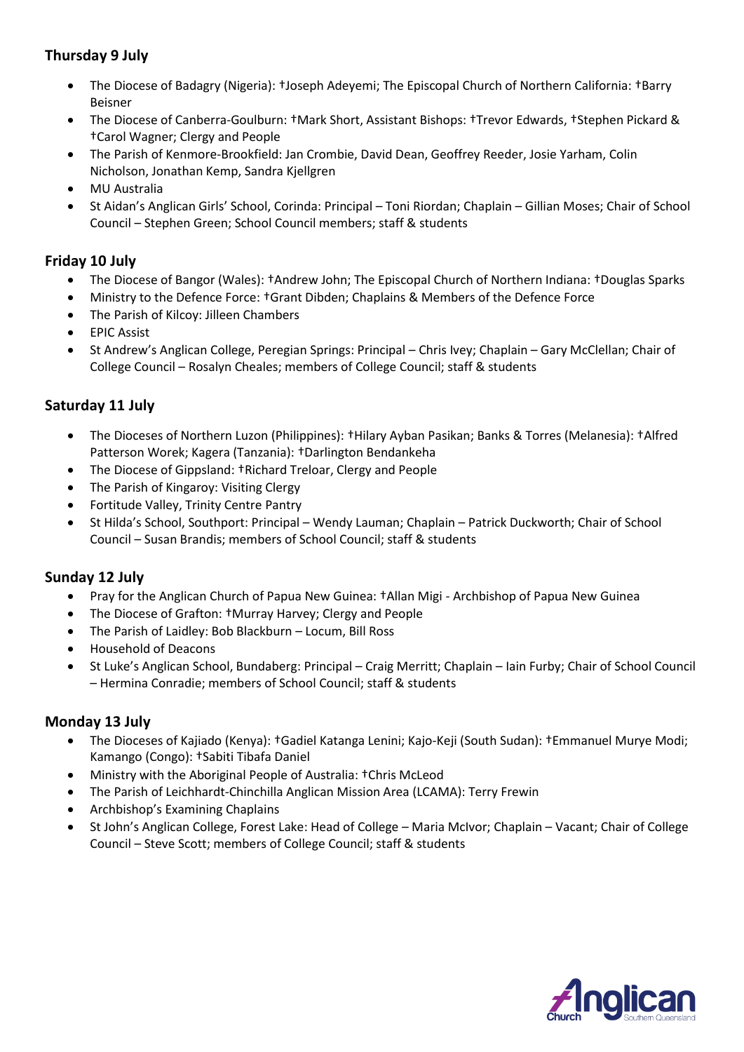### Thursday 9 July

- The Diocese of Badagry (Nigeria): †Joseph Adeyemi; The Episcopal Church of Northern California: †Barry Beisner
- The Diocese of Canberra-Goulburn: †Mark Short, Assistant Bishops: †Trevor Edwards, †Stephen Pickard & †Carol Wagner; Clergy and People
- The Parish of Kenmore-Brookfield: Jan Crombie, David Dean, Geoffrey Reeder, Josie Yarham, Colin Nicholson, Jonathan Kemp, Sandra Kjellgren
- MU Australia
- St Aidan's Anglican Girls' School, Corinda: Principal – Toni Riordan; Chaplain – Gillian Moses; Chair of School Council – Stephen Green; School Council members; staff & students

### Friday 10 July

- The Diocese of Bangor (Wales): †Andrew John; The Episcopal Church of Northern Indiana: †Douglas Sparks
- Ministry to the Defence Force: †Grant Dibden; Chaplains & Members of the Defence Force
- The Parish of Kilcoy: Jilleen Chambers
- EPIC Assist
- St Andrew's Anglican College, Peregian Springs: Principal – Chris Ivey; Chaplain – Gary McClellan; Chair of College Council – Rosalyn Cheales; members of College Council; staff & students

### Saturday 11 July

- The Dioceses of Northern Luzon (Philippines): †Hilary Ayban Pasikan; Banks & Torres (Melanesia): †Alfred Patterson Worek; Kagera (Tanzania): †Darlington Bendankeha
- The Diocese of Gippsland: †Richard Treloar, Clergy and People
- The Parish of Kingaroy: Visiting Clergy
- Fortitude Valley, Trinity Centre Pantry
- St Hilda's School, Southport: Principal – Wendy Lauman; Chaplain – Patrick Duckworth; Chair of School Council – Susan Brandis; members of School Council; staff & students

### Sunday 12 July

- Pray for the Anglican Church of Papua New Guinea: †Allan Migi - Archbishop of Papua New Guinea
- The Diocese of Grafton: †Murray Harvey; Clergy and People
- The Parish of Laidley: Bob Blackburn – Locum, Bill Ross
- Household of Deacons
- St Luke's Anglican School, Bundaberg: Principal – Craig Merritt; Chaplain – Iain Furby; Chair of School Council – Hermina Conradie; members of School Council; staff & students

### Monday 13 July

- The Dioceses of Kajiado (Kenya): †Gadiel Katanga Lenini; Kajo-Keji (South Sudan): †Emmanuel Murye Modi; Kamango (Congo): †Sabiti Tibafa Daniel
- Ministry with the Aboriginal People of Australia: †Chris McLeod
- The Parish of Leichhardt-Chinchilla Anglican Mission Area (LCAMA): Terry Frewin
- Archbishop's Examining Chaplains
- St John's Anglican College, Forest Lake: Head of College – Maria McIvor; Chaplain – Vacant; Chair of College Council – Steve Scott; members of College Council; staff & students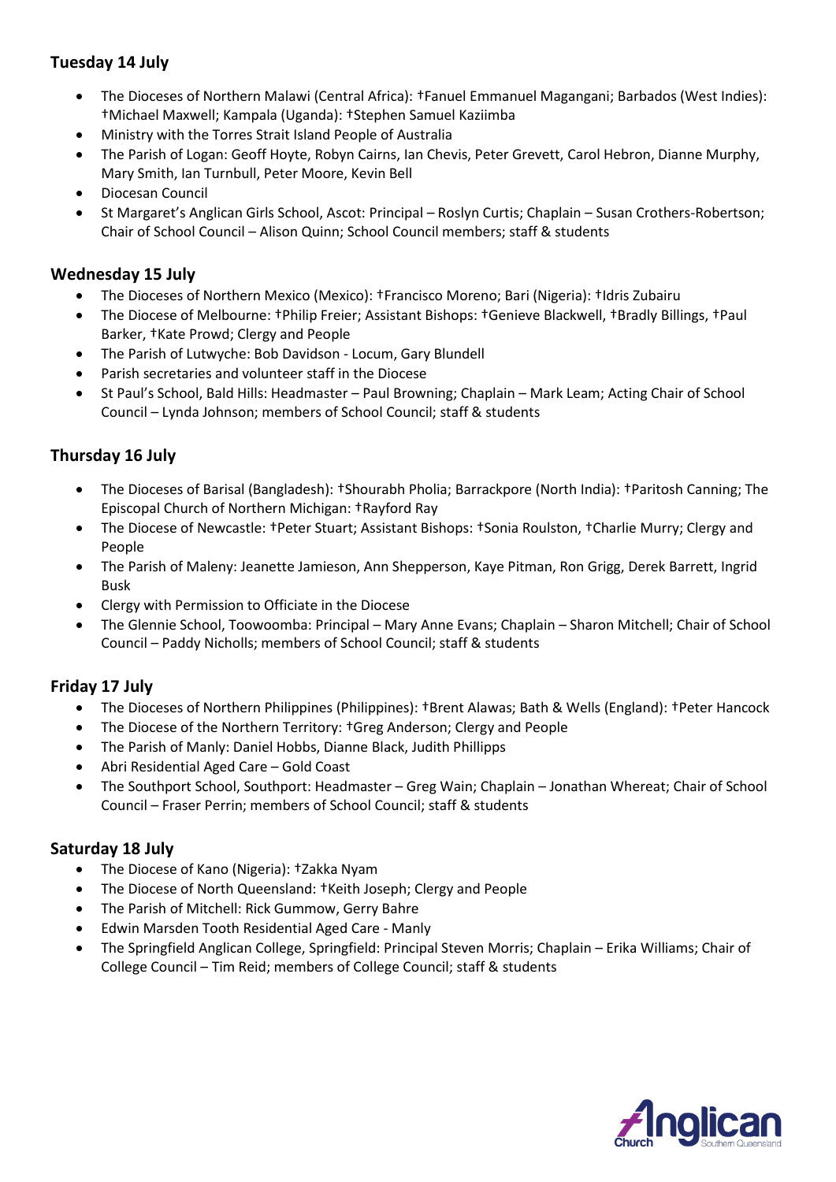## Tuesday 14 July

- The Dioceses of Northern Malawi (Central Africa): †Fanuel Emmanuel Magangani; Barbados (West Indies): †Michael Maxwell; Kampala (Uganda): †Stephen Samuel Kaziimba
- Ministry with the Torres Strait Island People of Australia
- The Parish of Logan: Geoff Hoyte, Robyn Cairns, Ian Chevis, Peter Grevett, Carol Hebron, Dianne Murphy, Mary Smith, Ian Turnbull, Peter Moore, Kevin Bell
- Diocesan Council
- St Margaret's Anglican Girls School, Ascot: Principal – Roslyn Curtis; Chaplain – Susan Crothers-Robertson; Chair of School Council – Alison Quinn; School Council members; staff & students

## Wednesday 15 July

- The Dioceses of Northern Mexico (Mexico): †Francisco Moreno; Bari (Nigeria): †Idris Zubairu
- The Diocese of Melbourne: †Philip Freier; Assistant Bishops: †Genieve Blackwell, †Bradly Billings, †Paul Barker, †Kate Prowd; Clergy and People
- The Parish of Lutwyche: Bob Davidson - Locum, Gary Blundell
- Parish secretaries and volunteer staff in the Diocese
- St Paul's School, Bald Hills: Headmaster – Paul Browning; Chaplain – Mark Leam; Acting Chair of School Council – Lynda Johnson; members of School Council; staff & students

## Thursday 16 July

- The Dioceses of Barisal (Bangladesh): †Shourabh Pholia; Barrackpore (North India): †Paritosh Canning; The Episcopal Church of Northern Michigan: †Rayford Ray
- The Diocese of Newcastle: †Peter Stuart; Assistant Bishops: †Sonia Roulston, †Charlie Murry; Clergy and People
- The Parish of Maleny: Jeanette Jamieson, Ann Shepperson, Kaye Pitman, Ron Grigg, Derek Barrett, Ingrid Busk
- Clergy with Permission to Officiate in the Diocese
- The Glennie School, Toowoomba: Principal – Mary Anne Evans; Chaplain – Sharon Mitchell; Chair of School Council – Paddy Nicholls; members of School Council; staff & students

## Friday 17 July

- The Dioceses of Northern Philippines (Philippines): †Brent Alawas; Bath & Wells (England): †Peter Hancock
- The Diocese of the Northern Territory: †Greg Anderson; Clergy and People
- The Parish of Manly: Daniel Hobbs, Dianne Black, Judith Phillipps
- Abri Residential Aged Care – Gold Coast
- The Southport School, Southport: Headmaster – Greg Wain; Chaplain – Jonathan Whereat; Chair of School Council – Fraser Perrin; members of School Council; staff & students

## Saturday 18 July

- The Diocese of Kano (Nigeria): †Zakka Nyam
- The Diocese of North Queensland: †Keith Joseph; Clergy and People
- The Parish of Mitchell: Rick Gummow, Gerry Bahre
- Edwin Marsden Tooth Residential Aged Care - Manly
- The Springfield Anglican College, Springfield: Principal Steven Morris; Chaplain – Erika Williams; Chair of College Council – Tim Reid; members of College Council; staff & students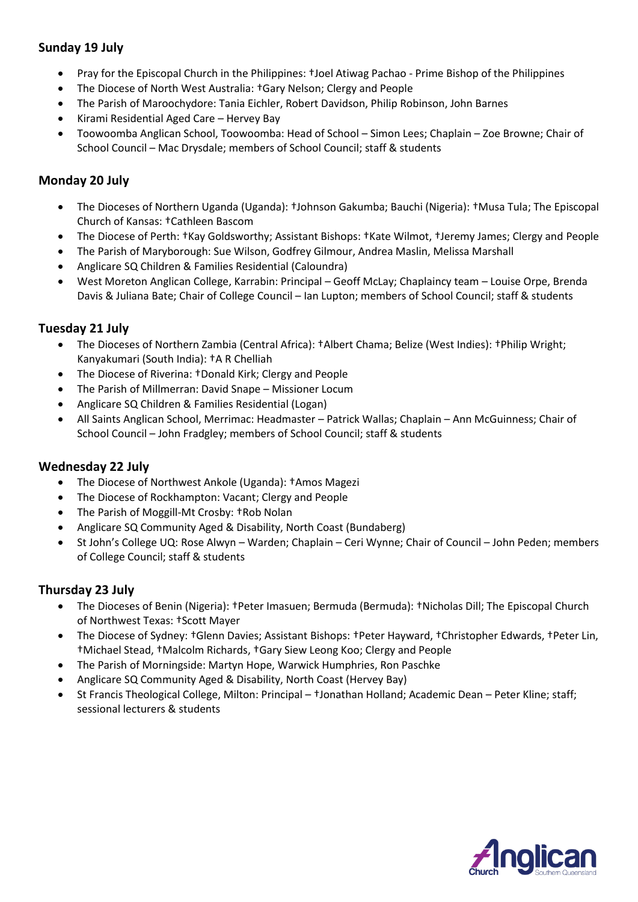### Sunday 19 July

- Pray for the Episcopal Church in the Philippines: †Joel Atiwag Pachao - Prime Bishop of the Philippines
- The Diocese of North West Australia: †Gary Nelson; Clergy and People
- The Parish of Maroochydore: Tania Eichler, Robert Davidson, Philip Robinson, John Barnes
- Kirami Residential Aged Care – Hervey Bay
- Toowoomba Anglican School, Toowoomba: Head of School – Simon Lees; Chaplain – Zoe Browne; Chair of School Council – Mac Drysdale; members of School Council; staff & students

### Monday 20 July

- The Dioceses of Northern Uganda (Uganda): †Johnson Gakumba; Bauchi (Nigeria): †Musa Tula; The Episcopal Church of Kansas: †Cathleen Bascom
- The Diocese of Perth: †Kay Goldsworthy; Assistant Bishops: †Kate Wilmot, †Jeremy James; Clergy and People
- The Parish of Maryborough: Sue Wilson, Godfrey Gilmour, Andrea Maslin, Melissa Marshall
- Anglicare SQ Children & Families Residential (Caloundra)
- West Moreton Anglican College, Karrabin: Principal – Geoff McLay; Chaplaincy team – Louise Orpe, Brenda Davis & Juliana Bate; Chair of College Council – Ian Lupton; members of School Council; staff & students

### Tuesday 21 July

- The Dioceses of Northern Zambia (Central Africa): †Albert Chama; Belize (West Indies): †Philip Wright; Kanyakumari (South India): †A R Chelliah
- The Diocese of Riverina: †Donald Kirk; Clergy and People
- The Parish of Millmerran: David Snape – Missioner Locum
- Anglicare SQ Children & Families Residential (Logan)
- All Saints Anglican School, Merrimac: Headmaster – Patrick Wallas; Chaplain – Ann McGuinness; Chair of School Council – John Fradgley; members of School Council; staff & students

### Wednesday 22 July

- The Diocese of Northwest Ankole (Uganda): †Amos Magezi
- The Diocese of Rockhampton: Vacant; Clergy and People
- The Parish of Moggill-Mt Crosby: †Rob Nolan
- Anglicare SQ Community Aged & Disability, North Coast (Bundaberg)
- St John's College UQ: Rose Alwyn – Warden; Chaplain – Ceri Wynne; Chair of Council – John Peden; members of College Council; staff & students

### Thursday 23 July

- The Dioceses of Benin (Nigeria): †Peter Imasuen; Bermuda (Bermuda): †Nicholas Dill; The Episcopal Church of Northwest Texas: †Scott Mayer
- The Diocese of Sydney: †Glenn Davies; Assistant Bishops: †Peter Hayward, †Christopher Edwards, †Peter Lin, †Michael Stead, †Malcolm Richards, †Gary Siew Leong Koo; Clergy and People
- The Parish of Morningside: Martyn Hope, Warwick Humphries, Ron Paschke
- Anglicare SQ Community Aged & Disability, North Coast (Hervey Bay)
- St Francis Theological College, Milton: Principal – †Jonathan Holland; Academic Dean – Peter Kline; staff; sessional lecturers & students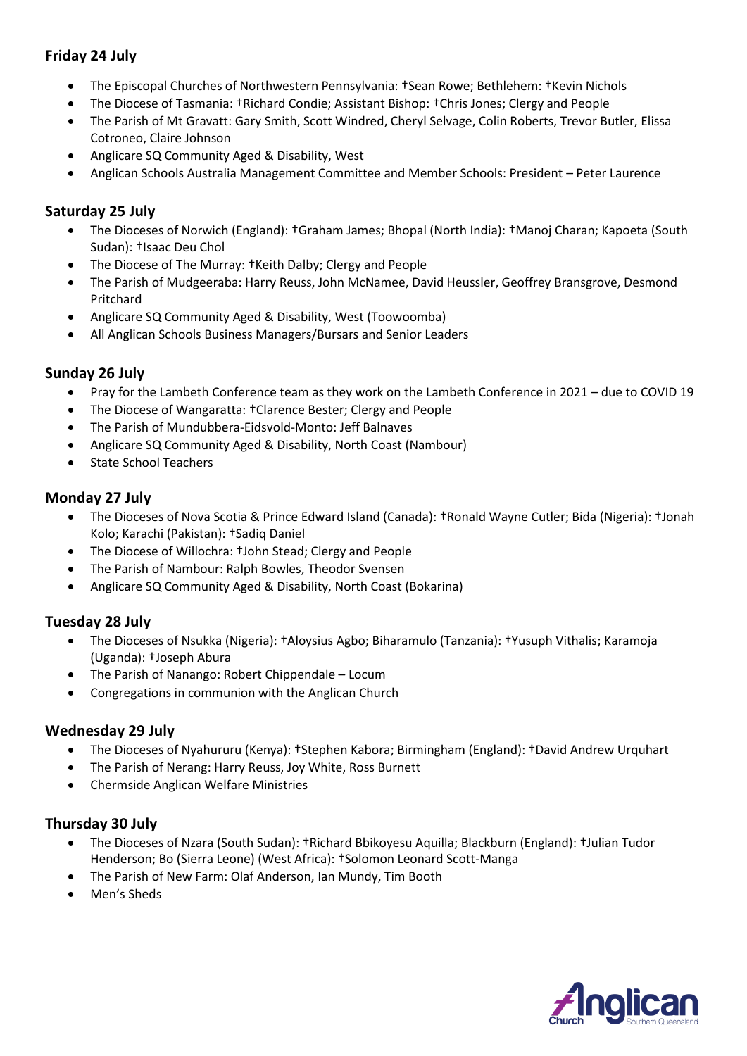### Friday 24 July

- The Episcopal Churches of Northwestern Pennsylvania: †Sean Rowe; Bethlehem: †Kevin Nichols
- The Diocese of Tasmania: †Richard Condie; Assistant Bishop: †Chris Jones; Clergy and People
- The Parish of Mt Gravatt: Gary Smith, Scott Windred, Cheryl Selvage, Colin Roberts, Trevor Butler, Elissa Cotroneo, Claire Johnson
- Anglicare SQ Community Aged & Disability, West
- Anglican Schools Australia Management Committee and Member Schools: President – Peter Laurence

### Saturday 25 July

- The Dioceses of Norwich (England): †Graham James; Bhopal (North India): †Manoj Charan; Kapoeta (South Sudan): †Isaac Deu Chol
- The Diocese of The Murray: †Keith Dalby; Clergy and People
- The Parish of Mudgeeraba: Harry Reuss, John McNamee, David Heussler, Geoffrey Bransgrove, Desmond Pritchard
- Anglicare SQ Community Aged & Disability, West (Toowoomba)
- All Anglican Schools Business Managers/Bursars and Senior Leaders

### Sunday 26 July

- Pray for the Lambeth Conference team as they work on the Lambeth Conference in 2021 – due to COVID 19
- The Diocese of Wangaratta: †Clarence Bester; Clergy and People
- The Parish of Mundubbera-Eidsvold-Monto: Jeff Balnaves
- Anglicare SQ Community Aged & Disability, North Coast (Nambour)
- State School Teachers

### Monday 27 July

- The Dioceses of Nova Scotia & Prince Edward Island (Canada): †Ronald Wayne Cutler; Bida (Nigeria): †Jonah Kolo; Karachi (Pakistan): †Sadiq Daniel
- The Diocese of Willochra: †John Stead; Clergy and People
- The Parish of Nambour: Ralph Bowles, Theodor Svensen
- Anglicare SQ Community Aged & Disability, North Coast (Bokarina)

### Tuesday 28 July

- The Dioceses of Nsukka (Nigeria): †Aloysius Agbo; Biharamulo (Tanzania): †Yusuph Vithalis; Karamoja (Uganda): †Joseph Abura
- The Parish of Nanango: Robert Chippendale – Locum
- Congregations in communion with the Anglican Church

### Wednesday 29 July

- The Dioceses of Nyahururu (Kenya): †Stephen Kabora; Birmingham (England): †David Andrew Urquhart
- The Parish of Nerang: Harry Reuss, Joy White, Ross Burnett
- Chermside Anglican Welfare Ministries

### Thursday 30 July

- The Dioceses of Nzara (South Sudan): †Richard Bbikoyesu Aquilla; Blackburn (England): †Julian Tudor Henderson; Bo (Sierra Leone) (West Africa): †Solomon Leonard Scott-Manga
- The Parish of New Farm: Olaf Anderson, Ian Mundy, Tim Booth
- Men's Sheds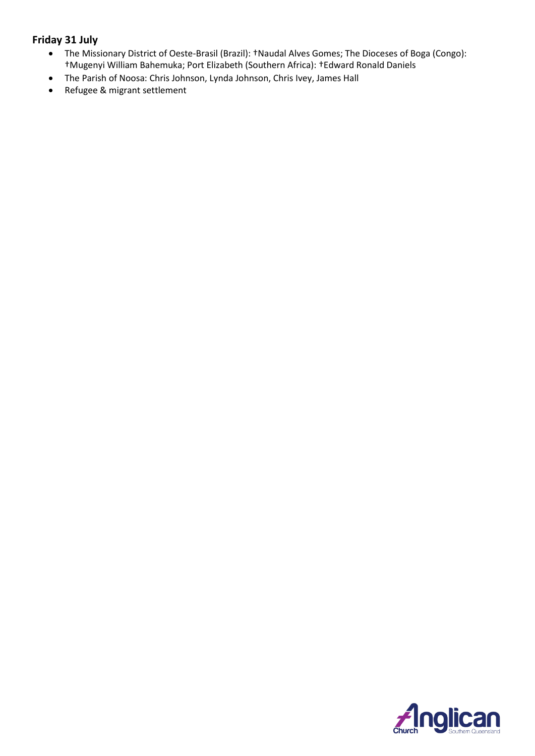### Friday 31 July

- The Missionary District of Oeste-Brasil (Brazil): †Naudal Alves Gomes; The Dioceses of Boga (Congo): †Mugenyi William Bahemuka; Port Elizabeth (Southern Africa): †Edward Ronald Daniels
- The Parish of Noosa: Chris Johnson, Lynda Johnson, Chris Ivey, James Hall
- Refugee & migrant settlement